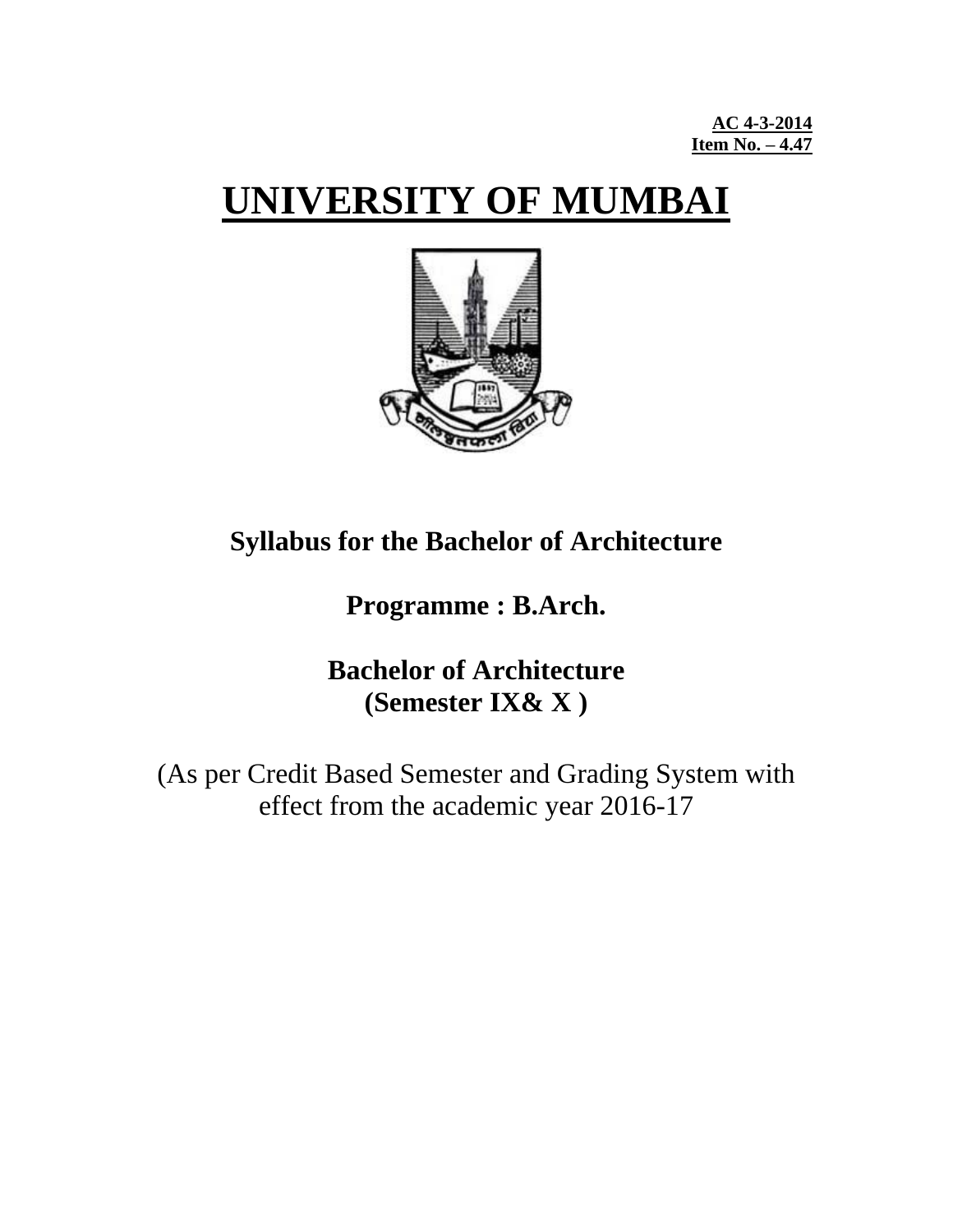**AC 4-3-2014**
**Item No. – 4.47**

# UNIVERSITY OF MUMBAI

## Syllabus for the Bachelor of Architecture

## Programme : B.Arch.

## Bachelor of Architecture
## (Semester IX& X )

(As per Credit Based Semester and Grading System with effect from the academic year 2016-17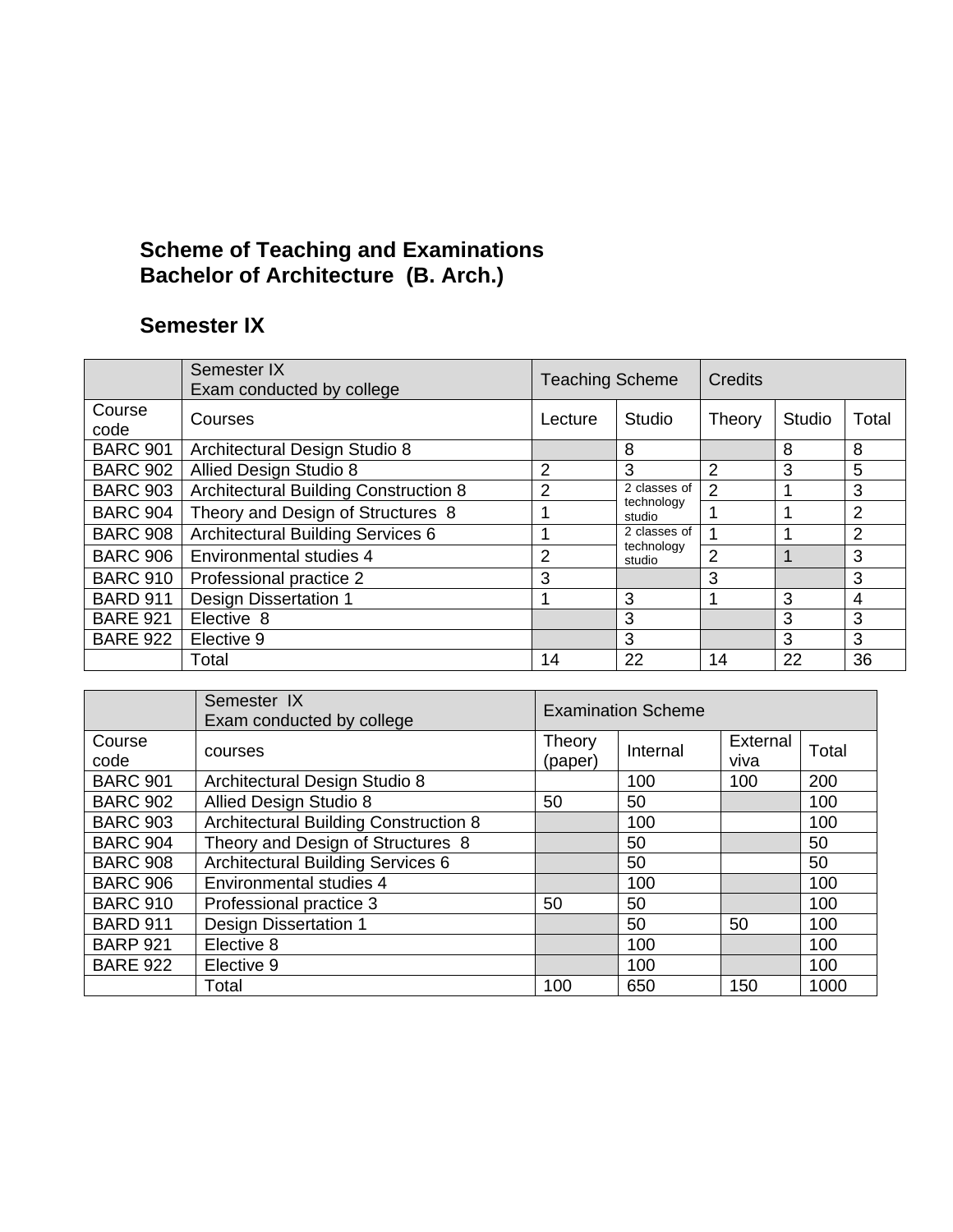**Scheme of Teaching and Examinations**
**Bachelor of Architecture (B. Arch.)**

## Semester IX

| | Semester IX<br>Exam conducted by college | Teaching Scheme | | Credits | | |
|---|---|---|---|---|---|---|
| Course code | Courses | Lecture | Studio | Theory | Studio | Total |
| BARC 901 | Architectural Design Studio 8 | | 8 | | 8 | 8 |
| BARC 902 | Allied Design Studio 8 | 2 | 3 | 2 | 3 | 5 |
| BARC 903 | Architectural Building Construction 8 | 2 | 2 classes of technology studio | 2 | 1 | 3 |
| BARC 904 | Theory and Design of Structures 8 | 1 | | 1 | 1 | 2 |
| BARC 908 | Architectural Building Services 6 | 1 | 2 classes of technology studio | 1 | 1 | 2 |
| BARC 906 | Environmental studies 4 | 2 | | 2 | 1 | 3 |
| BARC 910 | Professional practice 2 | 3 | | 3 | | 3 |
| BARD 911 | Design Dissertation 1 | 1 | 3 | 1 | 3 | 4 |
| BARE 921 | Elective 8 | | 3 | | 3 | 3 |
| BARE 922 | Elective 9 | | 3 | | 3 | 3 |
| | Total | 14 | 22 | 14 | 22 | 36 |

| | Semester IX<br>Exam conducted by college | Examination Scheme | | | |
|---|---|---|---|---|---|
| Course code | courses | Theory (paper) | Internal | External viva | Total |
| BARC 901 | Architectural Design Studio 8 | | 100 | 100 | 200 |
| BARC 902 | Allied Design Studio 8 | 50 | 50 | | 100 |
| BARC 903 | Architectural Building Construction 8 | | 100 | | 100 |
| BARC 904 | Theory and Design of Structures 8 | | 50 | | 50 |
| BARC 908 | Architectural Building Services 6 | | 50 | | 50 |
| BARC 906 | Environmental studies 4 | | 100 | | 100 |
| BARC 910 | Professional practice 3 | 50 | 50 | | 100 |
| BARD 911 | Design Dissertation 1 | | 50 | 50 | 100 |
| BARP 921 | Elective 8 | | 100 | | 100 |
| BARE 922 | Elective 9 | | 100 | | 100 |
| | Total | 100 | 650 | 150 | 1000 |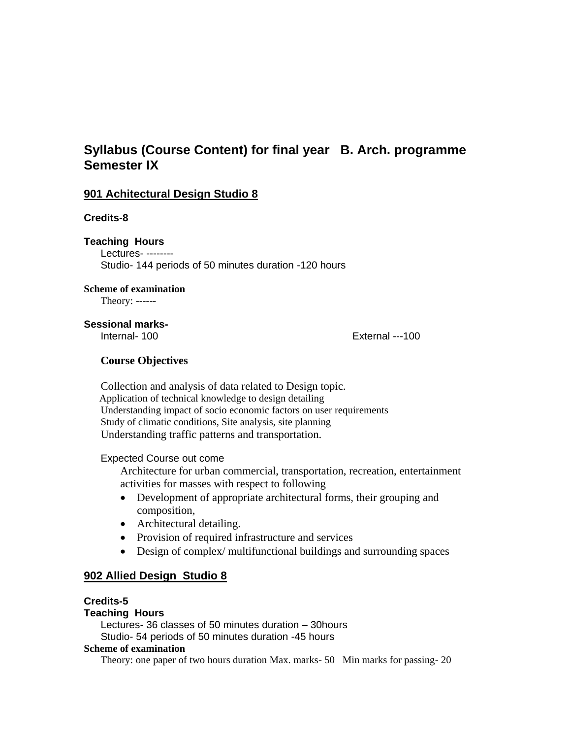# Syllabus (Course Content) for final year B. Arch. programme Semester IX

## 901 Achitectural Design Studio 8

**Credits-8**

**Teaching Hours**

Lectures- --------

Studio- 144 periods of 50 minutes duration -120 hours

**Scheme of examination**

Theory: ------

**Sessional marks-**

Internal- 100 External ---100

**Course Objectives**

Collection and analysis of data related to Design topic.

Application of technical knowledge to design detailing

Understanding impact of socio economic factors on user requirements

Study of climatic conditions, Site analysis, site planning

Understanding traffic patterns and transportation.

Expected Course out come

Architecture for urban commercial, transportation, recreation, entertainment activities for masses with respect to following

- Development of appropriate architectural forms, their grouping and composition,
- Architectural detailing.
- Provision of required infrastructure and services
- Design of complex/ multifunctional buildings and surrounding spaces

## 902 Allied Design Studio 8

**Credits-5**

**Teaching Hours**

Lectures- 36 classes of 50 minutes duration – 30hours

Studio- 54 periods of 50 minutes duration -45 hours

**Scheme of examination**

Theory: one paper of two hours duration Max. marks- 50 Min marks for passing- 20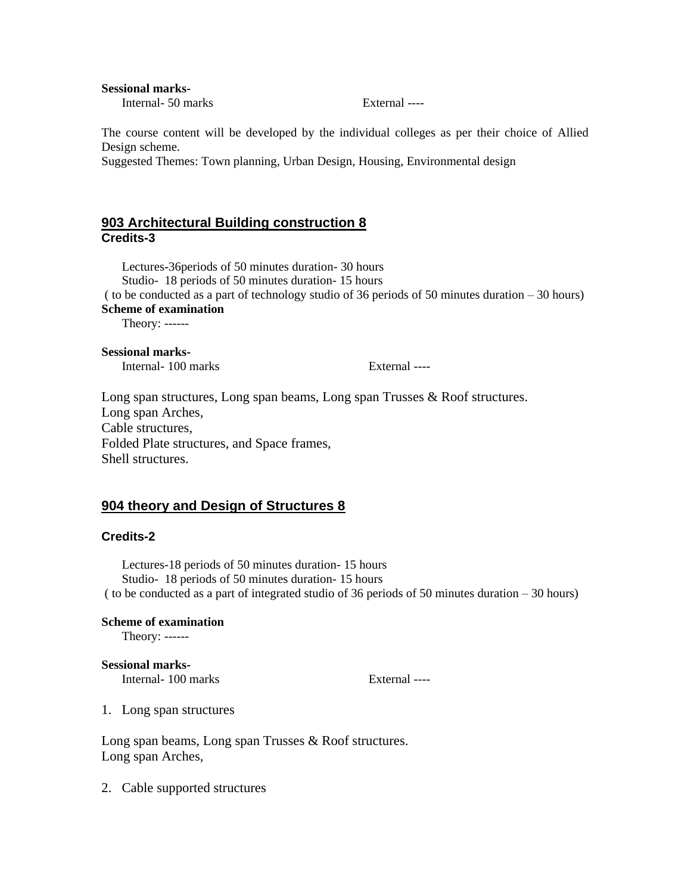**Sessional marks-**

Internal- 50 marks External ----

The course content will be developed by the individual colleges as per their choice of Allied Design scheme.
Suggested Themes: Town planning, Urban Design, Housing, Environmental design

## 903 Architectural Building construction 8

**Credits-3**

Lectures-36periods of 50 minutes duration- 30 hours
Studio- 18 periods of 50 minutes duration- 15 hours
( to be conducted as a part of technology studio of 36 periods of 50 minutes duration – 30 hours)

**Scheme of examination**

Theory: ------

**Sessional marks-**

Internal- 100 marks External ----

Long span structures, Long span beams, Long span Trusses & Roof structures.
Long span Arches,
Cable structures,
Folded Plate structures, and Space frames,
Shell structures.

## 904 theory and Design of Structures 8

**Credits-2**

Lectures-18 periods of 50 minutes duration- 15 hours
Studio- 18 periods of 50 minutes duration- 15 hours
( to be conducted as a part of integrated studio of 36 periods of 50 minutes duration – 30 hours)

**Scheme of examination**

Theory: ------

**Sessional marks-**

Internal- 100 marks External ----

1. Long span structures

Long span beams, Long span Trusses & Roof structures.
Long span Arches,

2. Cable supported structures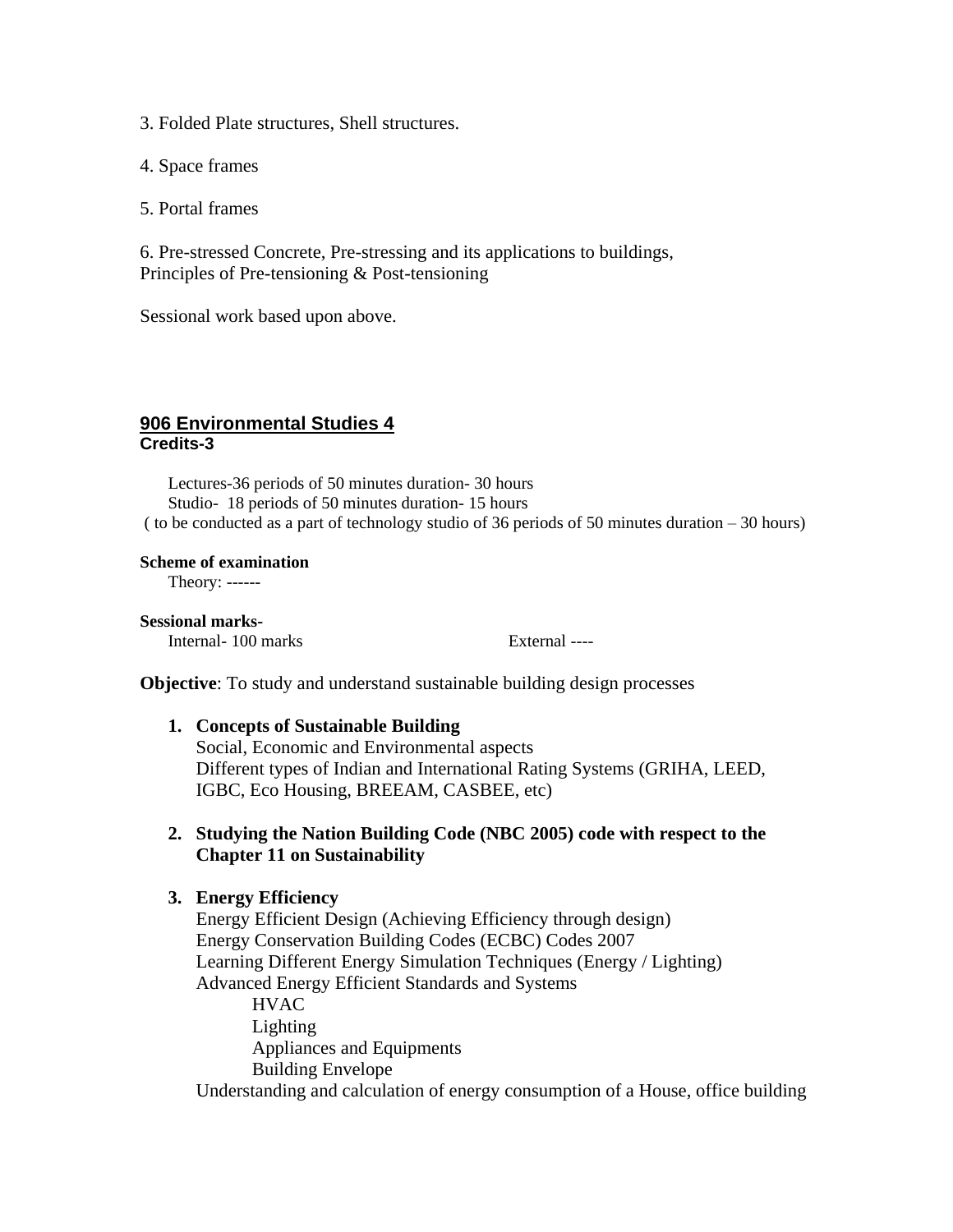3. Folded Plate structures, Shell structures.

4. Space frames

5. Portal frames

6. Pre-stressed Concrete, Pre-stressing and its applications to buildings, Principles of Pre-tensioning & Post-tensioning

Sessional work based upon above.

## 906 Environmental Studies 4

**Credits-3**

Lectures-36 periods of 50 minutes duration- 30 hours
Studio- 18 periods of 50 minutes duration- 15 hours
( to be conducted as a part of technology studio of 36 periods of 50 minutes duration – 30 hours)

**Scheme of examination**
Theory: ------

**Sessional marks-**
Internal- 100 marks External ----

**Objective**: To study and understand sustainable building design processes

1. **Concepts of Sustainable Building**
   Social, Economic and Environmental aspects
   Different types of Indian and International Rating Systems (GRIHA, LEED, IGBC, Eco Housing, BREEAM, CASBEE, etc)

2. **Studying the Nation Building Code (NBC 2005) code with respect to the Chapter 11 on Sustainability**

3. **Energy Efficiency**
   Energy Efficient Design (Achieving Efficiency through design)
   Energy Conservation Building Codes (ECBC) Codes 2007
   Learning Different Energy Simulation Techniques (Energy / Lighting)
   Advanced Energy Efficient Standards and Systems
   - HVAC
   - Lighting
   - Appliances and Equipments
   - Building Envelope

   Understanding and calculation of energy consumption of a House, office building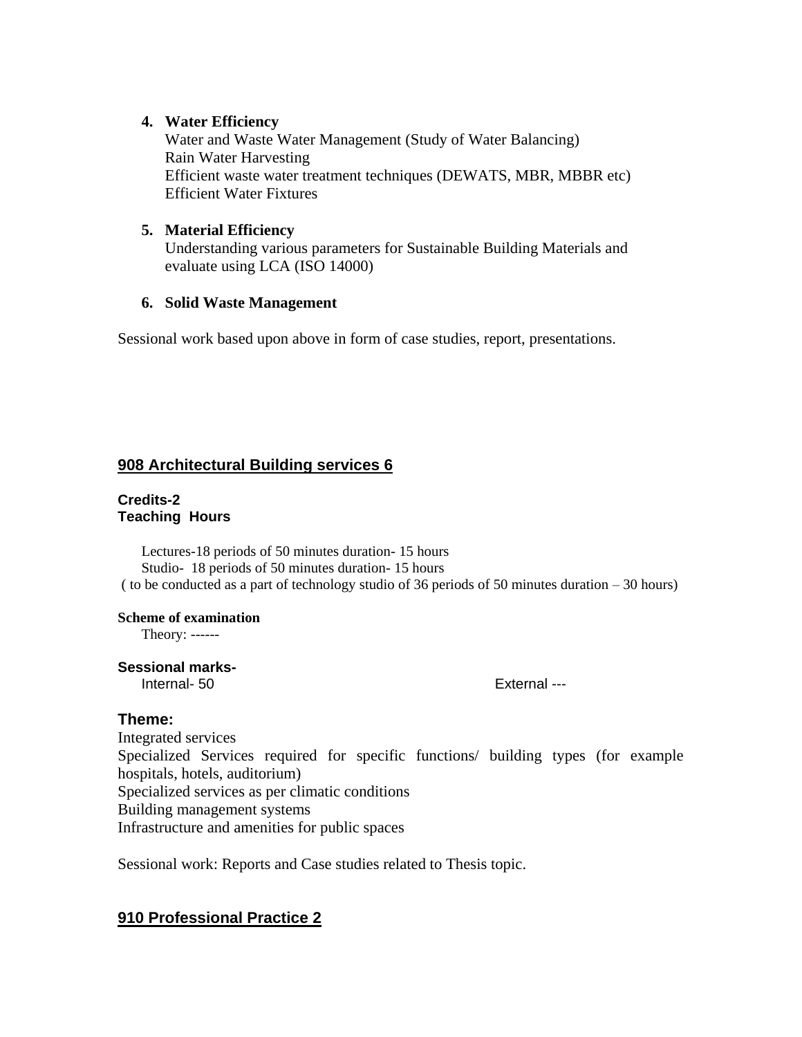4. **Water Efficiency**
   Water and Waste Water Management (Study of Water Balancing)
   Rain Water Harvesting
   Efficient waste water treatment techniques (DEWATS, MBR, MBBR etc)
   Efficient Water Fixtures

5. **Material Efficiency**
   Understanding various parameters for Sustainable Building Materials and evaluate using LCA (ISO 14000)

6. **Solid Waste Management**

Sessional work based upon above in form of case studies, report, presentations.

## 908 Architectural Building services 6

**Credits-2**
**Teaching Hours**

Lectures-18 periods of 50 minutes duration- 15 hours
Studio- 18 periods of 50 minutes duration- 15 hours
( to be conducted as a part of technology studio of 36 periods of 50 minutes duration – 30 hours)

**Scheme of examination**
Theory: ------

**Sessional marks-**
Internal- 50 External ---

### Theme:

Integrated services
Specialized Services required for specific functions/ building types (for example hospitals, hotels, auditorium)
Specialized services as per climatic conditions
Building management systems
Infrastructure and amenities for public spaces

Sessional work: Reports and Case studies related to Thesis topic.

## 910 Professional Practice 2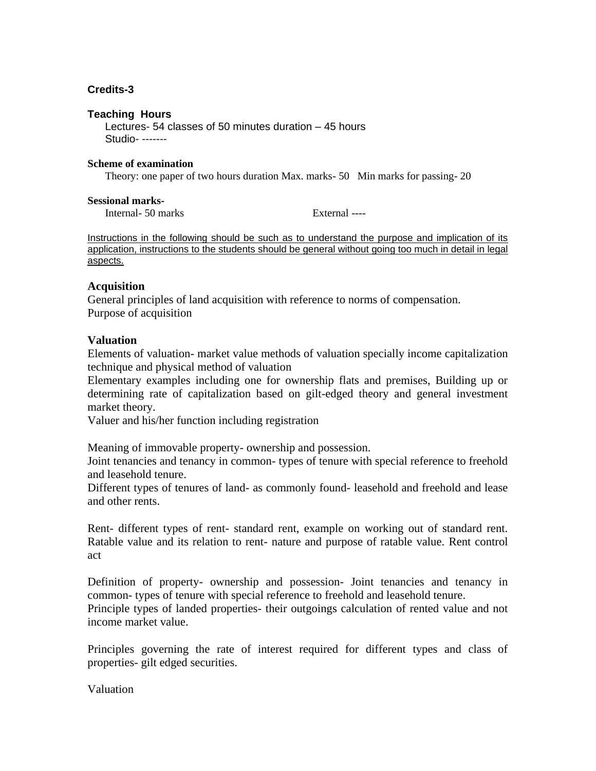**Credits-3**

**Teaching Hours**

Lectures- 54 classes of 50 minutes duration – 45 hours
Studio- -------

**Scheme of examination**

Theory: one paper of two hours duration Max. marks- 50 Min marks for passing- 20

**Sessional marks-**

Internal- 50 marks External ----

Instructions in the following should be such as to understand the purpose and implication of its application, instructions to the students should be general without going too much in detail in legal aspects.

### Acquisition

General principles of land acquisition with reference to norms of compensation.
Purpose of acquisition

### Valuation

Elements of valuation- market value methods of valuation specially income capitalization technique and physical method of valuation

Elementary examples including one for ownership flats and premises, Building up or determining rate of capitalization based on gilt-edged theory and general investment market theory.

Valuer and his/her function including registration

Meaning of immovable property- ownership and possession.

Joint tenancies and tenancy in common- types of tenure with special reference to freehold and leasehold tenure.

Different types of tenures of land- as commonly found- leasehold and freehold and lease and other rents.

Rent- different types of rent- standard rent, example on working out of standard rent. Ratable value and its relation to rent- nature and purpose of ratable value. Rent control act

Definition of property- ownership and possession- Joint tenancies and tenancy in common- types of tenure with special reference to freehold and leasehold tenure.

Principle types of landed properties- their outgoings calculation of rented value and not income market value.

Principles governing the rate of interest required for different types and class of properties- gilt edged securities.

Valuation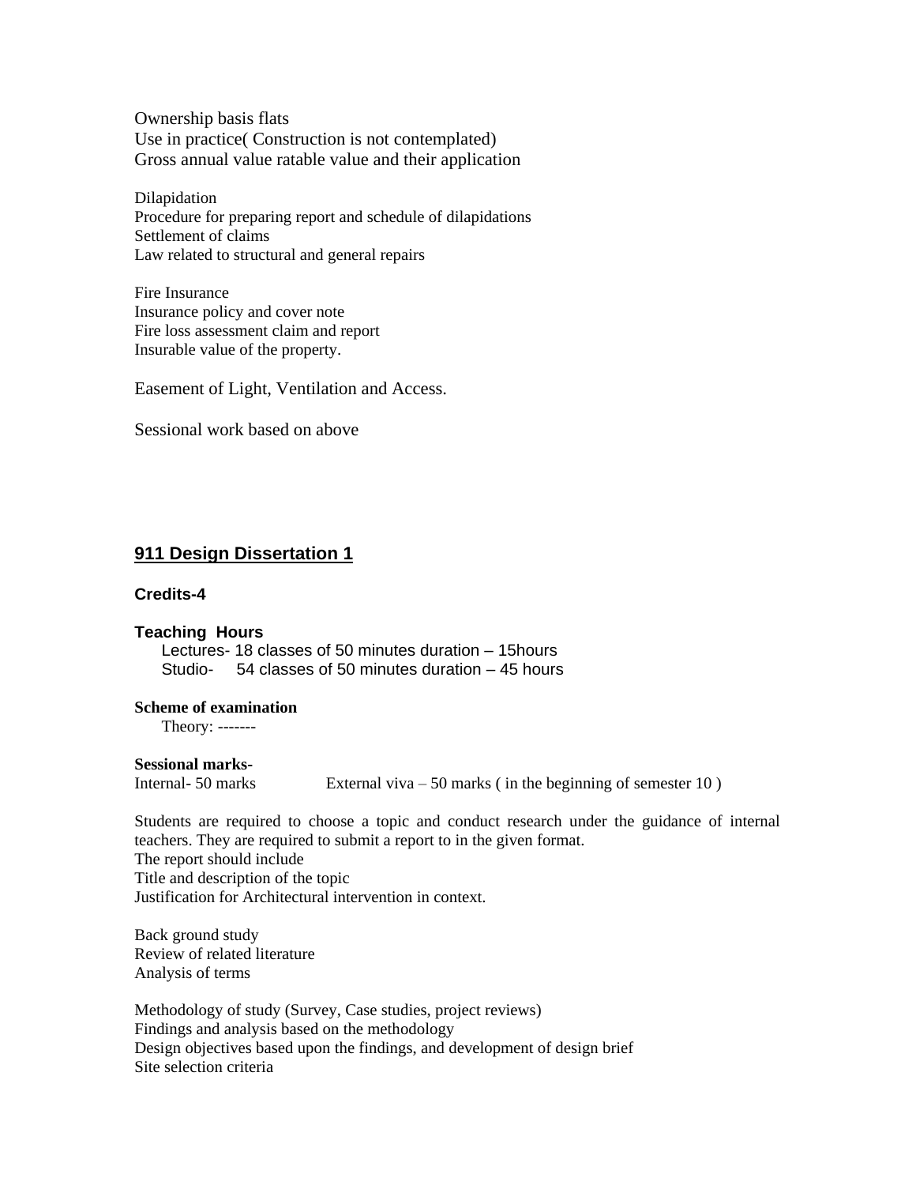Ownership basis flats
Use in practice( Construction is not contemplated)
Gross annual value ratable value and their application

Dilapidation
Procedure for preparing report and schedule of dilapidations
Settlement of claims
Law related to structural and general repairs

Fire Insurance
Insurance policy and cover note
Fire loss assessment claim and report
Insurable value of the property.

Easement of Light, Ventilation and Access.

Sessional work based on above

## 911 Design Dissertation 1

**Credits-4**

**Teaching Hours**

Lectures- 18 classes of 50 minutes duration – 15hours
Studio- 54 classes of 50 minutes duration – 45 hours

**Scheme of examination**

Theory: -------

**Sessional marks-**

Internal- 50 marks External viva – 50 marks ( in the beginning of semester 10 )

Students are required to choose a topic and conduct research under the guidance of internal teachers. They are required to submit a report to in the given format.
The report should include
Title and description of the topic
Justification for Architectural intervention in context.

Back ground study
Review of related literature
Analysis of terms

Methodology of study (Survey, Case studies, project reviews)
Findings and analysis based on the methodology
Design objectives based upon the findings, and development of design brief
Site selection criteria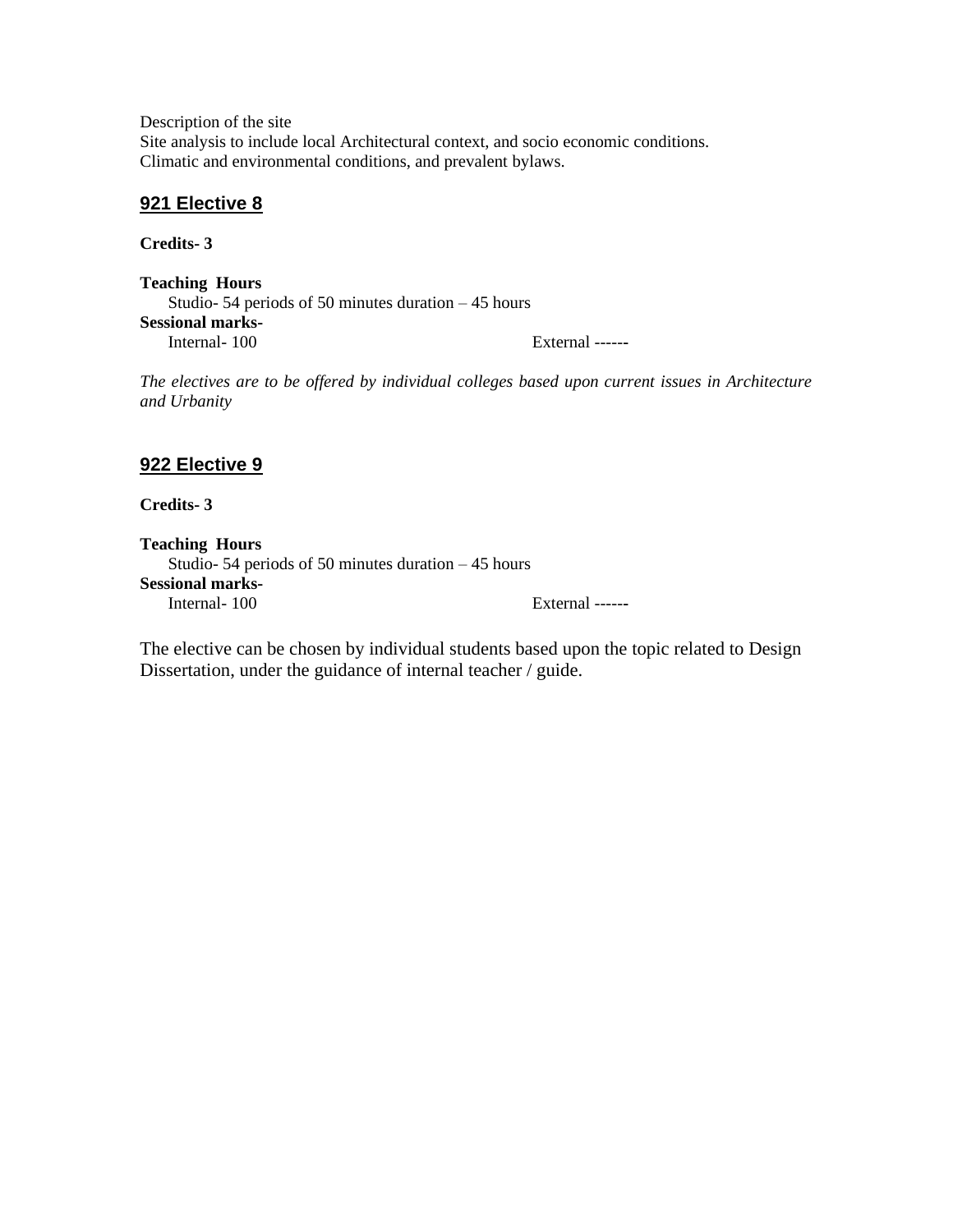Description of the site
Site analysis to include local Architectural context, and socio economic conditions.
Climatic and environmental conditions, and prevalent bylaws.

## 921 Elective 8

**Credits- 3**

**Teaching Hours**
Studio- 54 periods of 50 minutes duration – 45 hours
**Sessional marks-**
Internal- 100 External ------

*The electives are to be offered by individual colleges based upon current issues in Architecture and Urbanity*

## 922 Elective 9

**Credits- 3**

**Teaching Hours**
Studio- 54 periods of 50 minutes duration – 45 hours
**Sessional marks-**
Internal- 100 External ------

The elective can be chosen by individual students based upon the topic related to Design Dissertation, under the guidance of internal teacher / guide.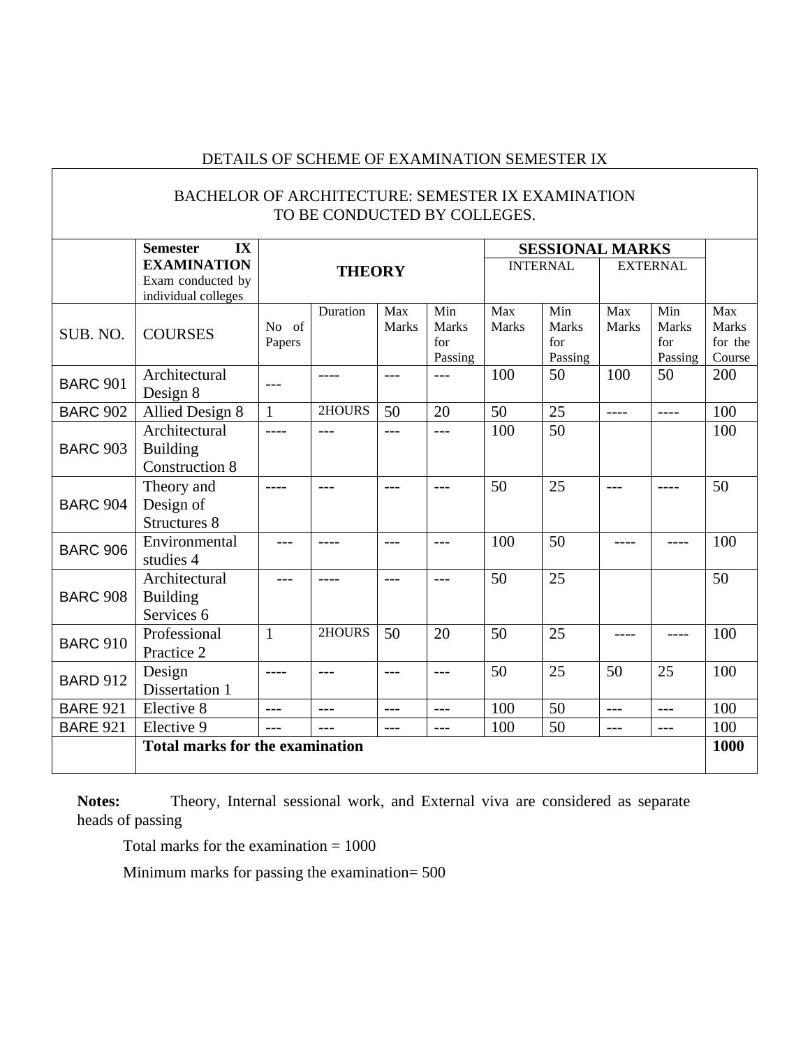DETAILS OF SCHEME OF EXAMINATION SEMESTER IX

| BACHELOR OF ARCHITECTURE: SEMESTER IX EXAMINATION TO BE CONDUCTED BY COLLEGES. | | | | | | | | | | |
|---|---|---|---|---|---|---|---|---|---|---|
| | **Semester IX EXAMINATION** Exam conducted by individual colleges | **THEORY** | | | | **SESSIONAL MARKS** | | | | |
| | | | | | | INTERNAL | | EXTERNAL | | |
| SUB. NO. | COURSES | No of Papers | Duration | Max Marks | Min Marks for Passing | Max Marks | Min Marks for Passing | Max Marks | Min Marks for Passing | Max Marks for the Course |
| BARC 901 | Architectural Design 8 | --- | ---- | --- | --- | 100 | 50 | 100 | 50 | 200 |
| BARC 902 | Allied Design 8 | 1 | 2HOURS | 50 | 20 | 50 | 25 | ---- | ---- | 100 |
| BARC 903 | Architectural Building Construction 8 | ---- | --- | --- | --- | 100 | 50 | | | 100 |
| BARC 904 | Theory and Design of Structures 8 | ---- | --- | --- | --- | 50 | 25 | --- | ---- | 50 |
| BARC 906 | Environmental studies 4 | --- | ---- | --- | --- | 100 | 50 | ---- | ---- | 100 |
| BARC 908 | Architectural Building Services 6 | --- | ---- | --- | --- | 50 | 25 | | | 50 |
| BARC 910 | Professional Practice 2 | 1 | 2HOURS | 50 | 20 | 50 | 25 | ---- | ---- | 100 |
| BARD 912 | Design Dissertation 1 | ---- | --- | --- | --- | 50 | 25 | 50 | 25 | 100 |
| BARE 921 | Elective 8 | --- | --- | --- | --- | 100 | 50 | --- | --- | 100 |
| BARE 921 | Elective 9 | --- | --- | --- | --- | 100 | 50 | --- | --- | 100 |
| | **Total marks for the examination** | | | | | | | | | **1000** |

**Notes:** Theory, Internal sessional work, and External viva are considered as separate heads of passing

Total marks for the examination = 1000

Minimum marks for passing the examination= 500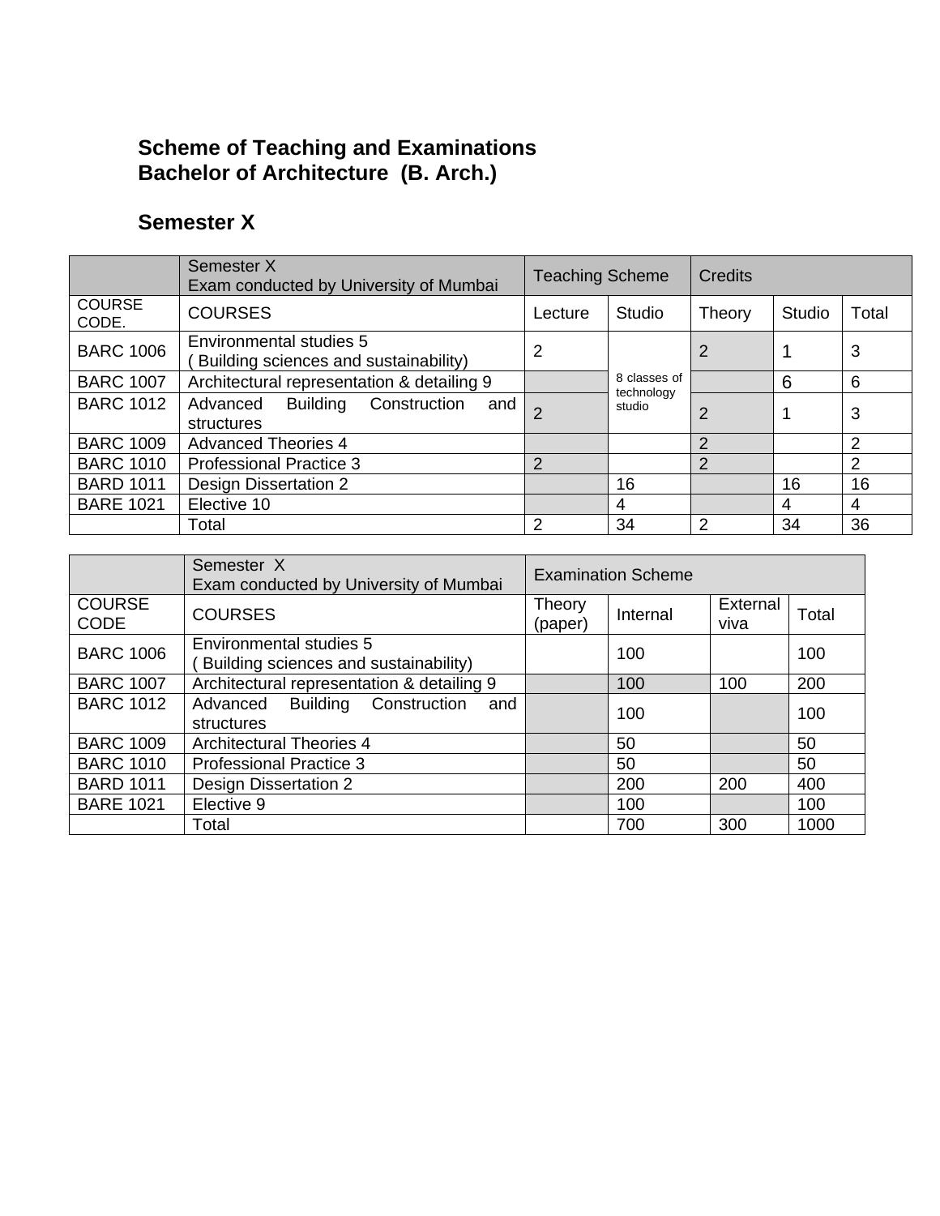**Scheme of Teaching and Examinations**
**Bachelor of Architecture (B. Arch.)**

## Semester X

| | Semester X Exam conducted by University of Mumbai | Teaching Scheme | | Credits | | |
|---|---|---|---|---|---|---|
| COURSE CODE. | COURSES | Lecture | Studio | Theory | Studio | Total |
| BARC 1006 | Environmental studies 5 ( Building sciences and sustainability) | 2 | 8 classes of technology studio | 2 | 1 | 3 |
| BARC 1007 | Architectural representation & detailing 9 | | | | 6 | 6 |
| BARC 1012 | Advanced Building Construction and structures | 2 | | 2 | 1 | 3 |
| BARC 1009 | Advanced Theories 4 | | | 2 | | 2 |
| BARC 1010 | Professional Practice 3 | 2 | | 2 | | 2 |
| BARD 1011 | Design Dissertation 2 | | 16 | | 16 | 16 |
| BARE 1021 | Elective 10 | | 4 | | 4 | 4 |
| | Total | 2 | 34 | 2 | 34 | 36 |

| | Semester X Exam conducted by University of Mumbai | Examination Scheme | | | |
|---|---|---|---|---|---|
| COURSE CODE | COURSES | Theory (paper) | Internal | External viva | Total |
| BARC 1006 | Environmental studies 5 ( Building sciences and sustainability) | | 100 | | 100 |
| BARC 1007 | Architectural representation & detailing 9 | | 100 | 100 | 200 |
| BARC 1012 | Advanced Building Construction and structures | | 100 | | 100 |
| BARC 1009 | Architectural Theories 4 | | 50 | | 50 |
| BARC 1010 | Professional Practice 3 | | 50 | | 50 |
| BARD 1011 | Design Dissertation 2 | | 200 | 200 | 400 |
| BARE 1021 | Elective 9 | | 100 | | 100 |
| | Total | | 700 | 300 | 1000 |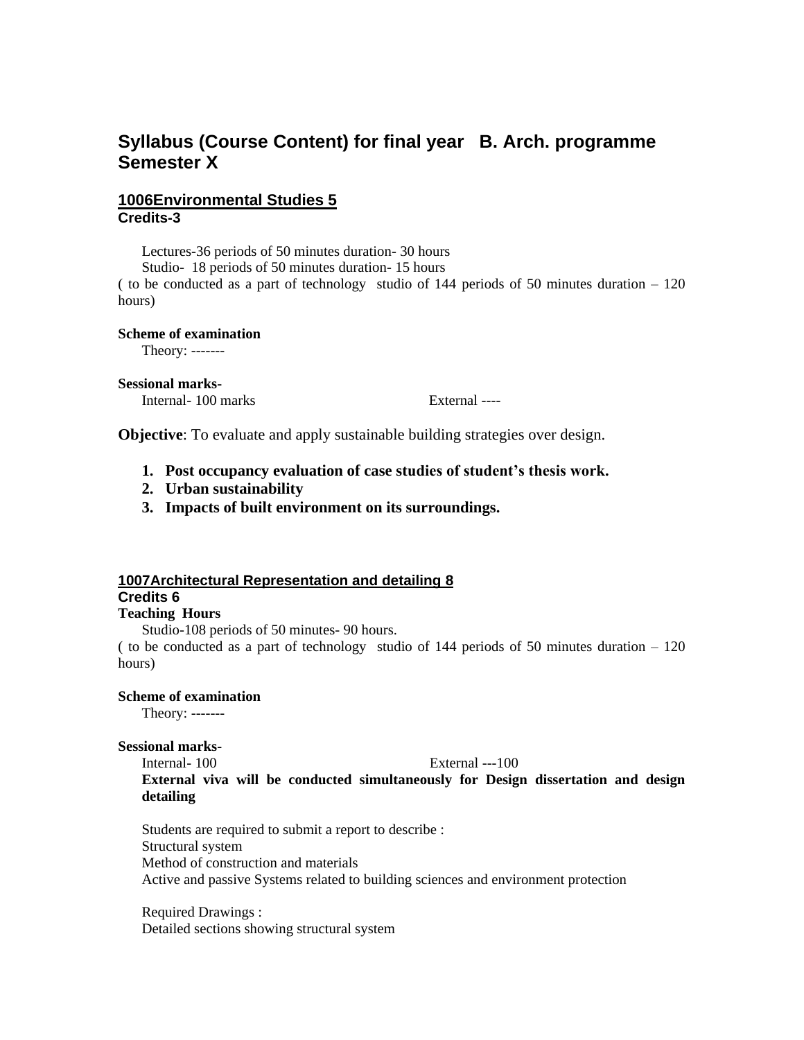# Syllabus (Course Content) for final year B. Arch. programme Semester X

## 1006Environmental Studies 5

**Credits-3**

Lectures-36 periods of 50 minutes duration- 30 hours
Studio- 18 periods of 50 minutes duration- 15 hours
( to be conducted as a part of technology studio of 144 periods of 50 minutes duration – 120 hours)

**Scheme of examination**

Theory: -------

**Sessional marks-**

Internal- 100 marks External ----

**Objective**: To evaluate and apply sustainable building strategies over design.

1. **Post occupancy evaluation of case studies of student's thesis work.**
2. **Urban sustainability**
3. **Impacts of built environment on its surroundings.**

## 1007Architectural Representation and detailing 8

**Credits 6**

**Teaching Hours**

Studio-108 periods of 50 minutes- 90 hours.
( to be conducted as a part of technology studio of 144 periods of 50 minutes duration – 120 hours)

**Scheme of examination**

Theory: -------

**Sessional marks-**

Internal- 100 External ---100

**External viva will be conducted simultaneously for Design dissertation and design detailing**

Students are required to submit a report to describe :
Structural system
Method of construction and materials
Active and passive Systems related to building sciences and environment protection

Required Drawings :
Detailed sections showing structural system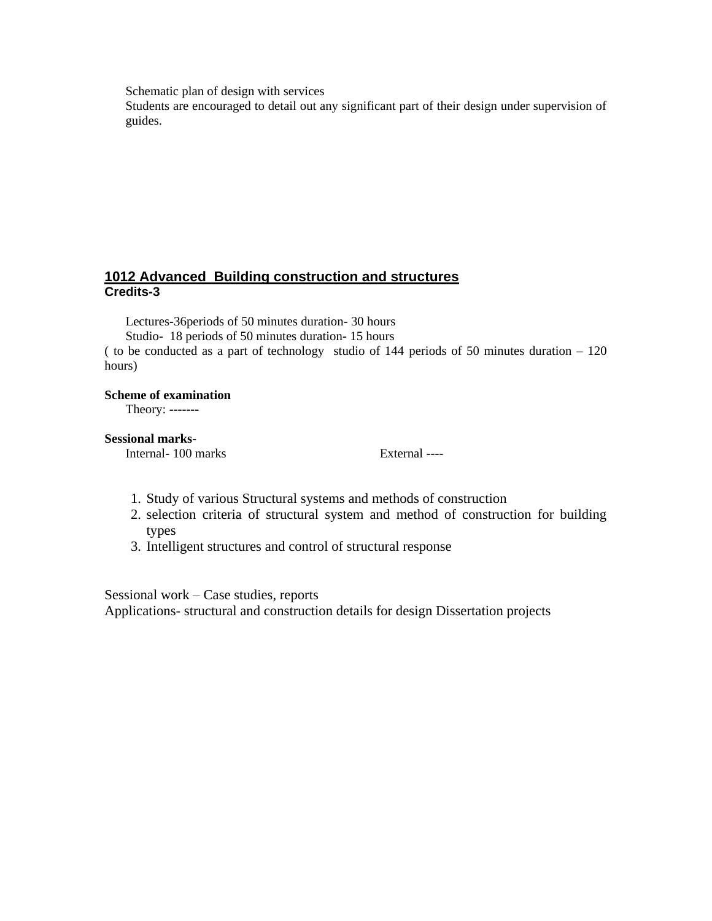Schematic plan of design with services

Students are encouraged to detail out any significant part of their design under supervision of guides.

## 1012 Advanced Building construction and structures

**Credits-3**

Lectures-36periods of 50 minutes duration- 30 hours

Studio- 18 periods of 50 minutes duration- 15 hours

( to be conducted as a part of technology studio of 144 periods of 50 minutes duration – 120 hours)

**Scheme of examination**

Theory: -------

**Sessional marks-**

Internal- 100 marks External ----

1. Study of various Structural systems and methods of construction
2. selection criteria of structural system and method of construction for building types
3. Intelligent structures and control of structural response

Sessional work – Case studies, reports

Applications- structural and construction details for design Dissertation projects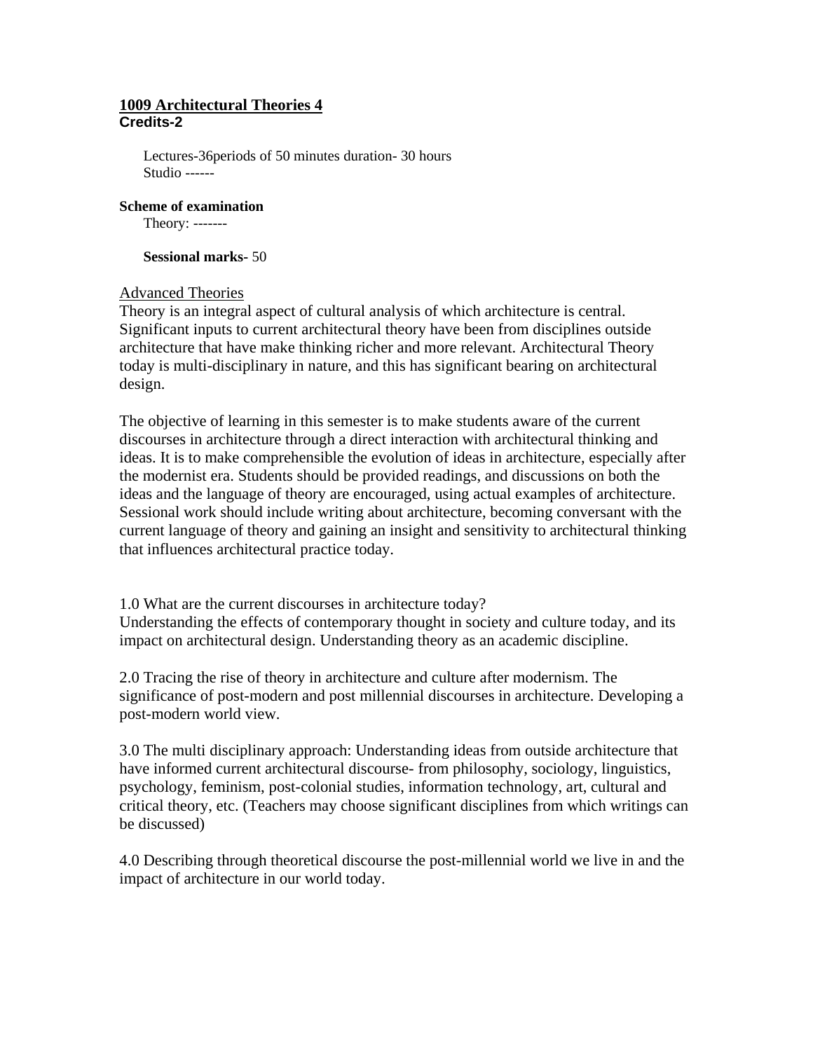**<u>1009 Architectural Theories 4</u>**
**Credits-2**

Lectures-36periods of 50 minutes duration- 30 hours
Studio ------

**Scheme of examination**
Theory: -------

**Sessional marks-** 50

<u>Advanced Theories</u>
Theory is an integral aspect of cultural analysis of which architecture is central. Significant inputs to current architectural theory have been from disciplines outside architecture that have make thinking richer and more relevant. Architectural Theory today is multi-disciplinary in nature, and this has significant bearing on architectural design.

The objective of learning in this semester is to make students aware of the current discourses in architecture through a direct interaction with architectural thinking and ideas. It is to make comprehensible the evolution of ideas in architecture, especially after the modernist era. Students should be provided readings, and discussions on both the ideas and the language of theory are encouraged, using actual examples of architecture. Sessional work should include writing about architecture, becoming conversant with the current language of theory and gaining an insight and sensitivity to architectural thinking that influences architectural practice today.

1.0 What are the current discourses in architecture today?
Understanding the effects of contemporary thought in society and culture today, and its impact on architectural design. Understanding theory as an academic discipline.

2.0 Tracing the rise of theory in architecture and culture after modernism. The significance of post-modern and post millennial discourses in architecture. Developing a post-modern world view.

3.0 The multi disciplinary approach: Understanding ideas from outside architecture that have informed current architectural discourse- from philosophy, sociology, linguistics, psychology, feminism, post-colonial studies, information technology, art, cultural and critical theory, etc. (Teachers may choose significant disciplines from which writings can be discussed)

4.0 Describing through theoretical discourse the post-millennial world we live in and the impact of architecture in our world today.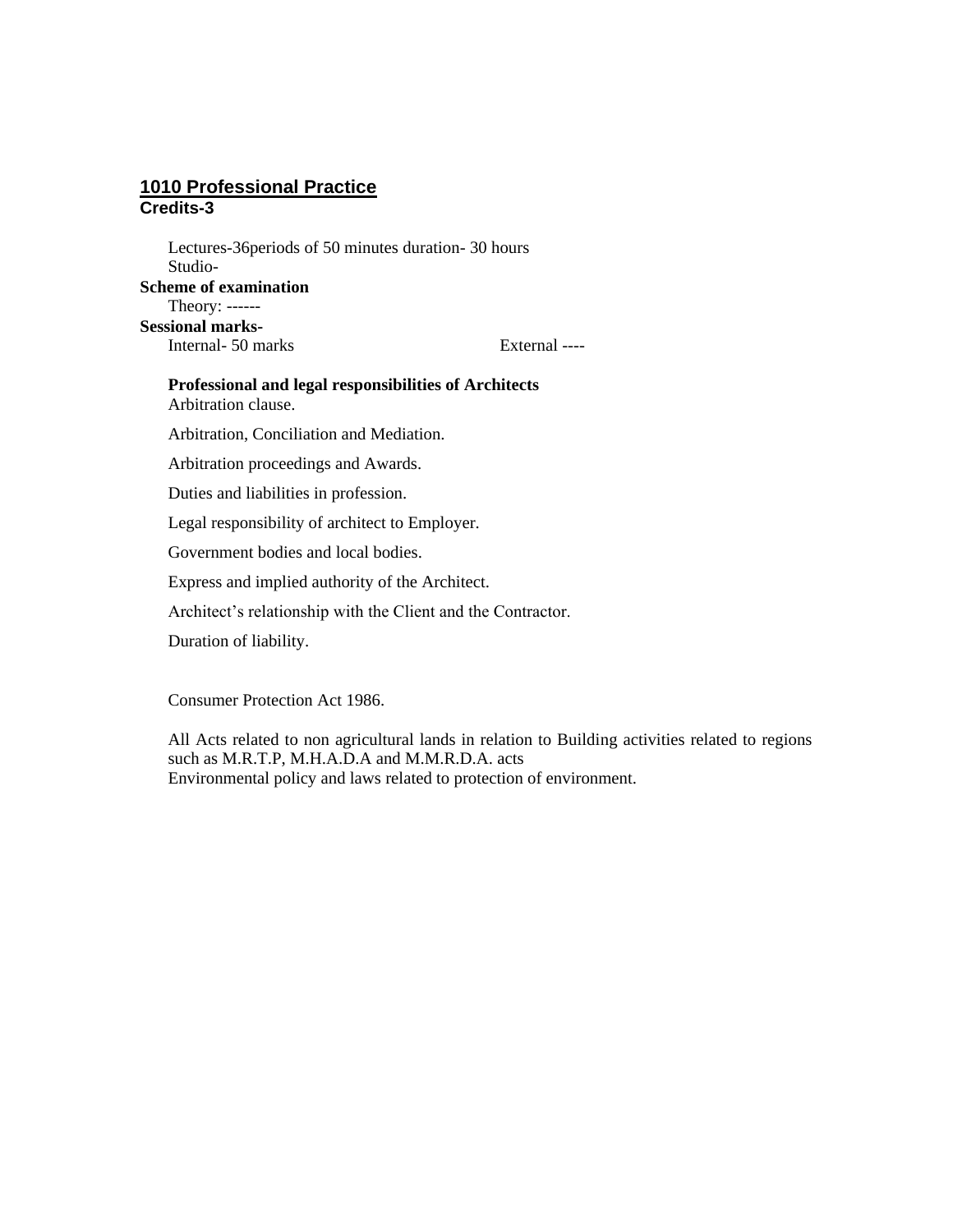## 1010 Professional Practice

**Credits-3**

Lectures-36periods of 50 minutes duration- 30 hours

Studio-

**Scheme of examination**

Theory: ------

**Sessional marks-**

Internal- 50 marks External ----

**Professional and legal responsibilities of Architects**

Arbitration clause.

Arbitration, Conciliation and Mediation.

Arbitration proceedings and Awards.

Duties and liabilities in profession.

Legal responsibility of architect to Employer.

Government bodies and local bodies.

Express and implied authority of the Architect.

Architect's relationship with the Client and the Contractor.

Duration of liability.

Consumer Protection Act 1986.

All Acts related to non agricultural lands in relation to Building activities related to regions such as M.R.T.P, M.H.A.D.A and M.M.R.D.A. acts

Environmental policy and laws related to protection of environment.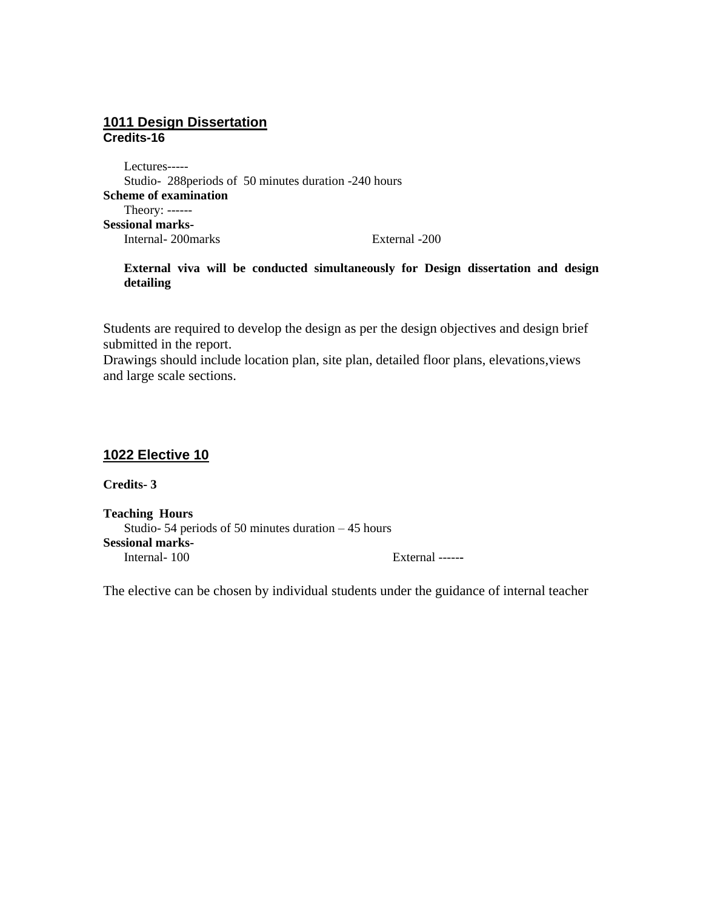## 1011 Design Dissertation

**Credits-16**

Lectures-----

Studio- 288periods of 50 minutes duration -240 hours

**Scheme of examination**

Theory: ------

**Sessional marks-**

Internal- 200marks External -200

**External viva will be conducted simultaneously for Design dissertation and design detailing**

Students are required to develop the design as per the design objectives and design brief submitted in the report.

Drawings should include location plan, site plan, detailed floor plans, elevations,views and large scale sections.

## 1022 Elective 10

**Credits- 3**

**Teaching Hours**

Studio- 54 periods of 50 minutes duration – 45 hours

**Sessional marks-**

Internal- 100 External ------

The elective can be chosen by individual students under the guidance of internal teacher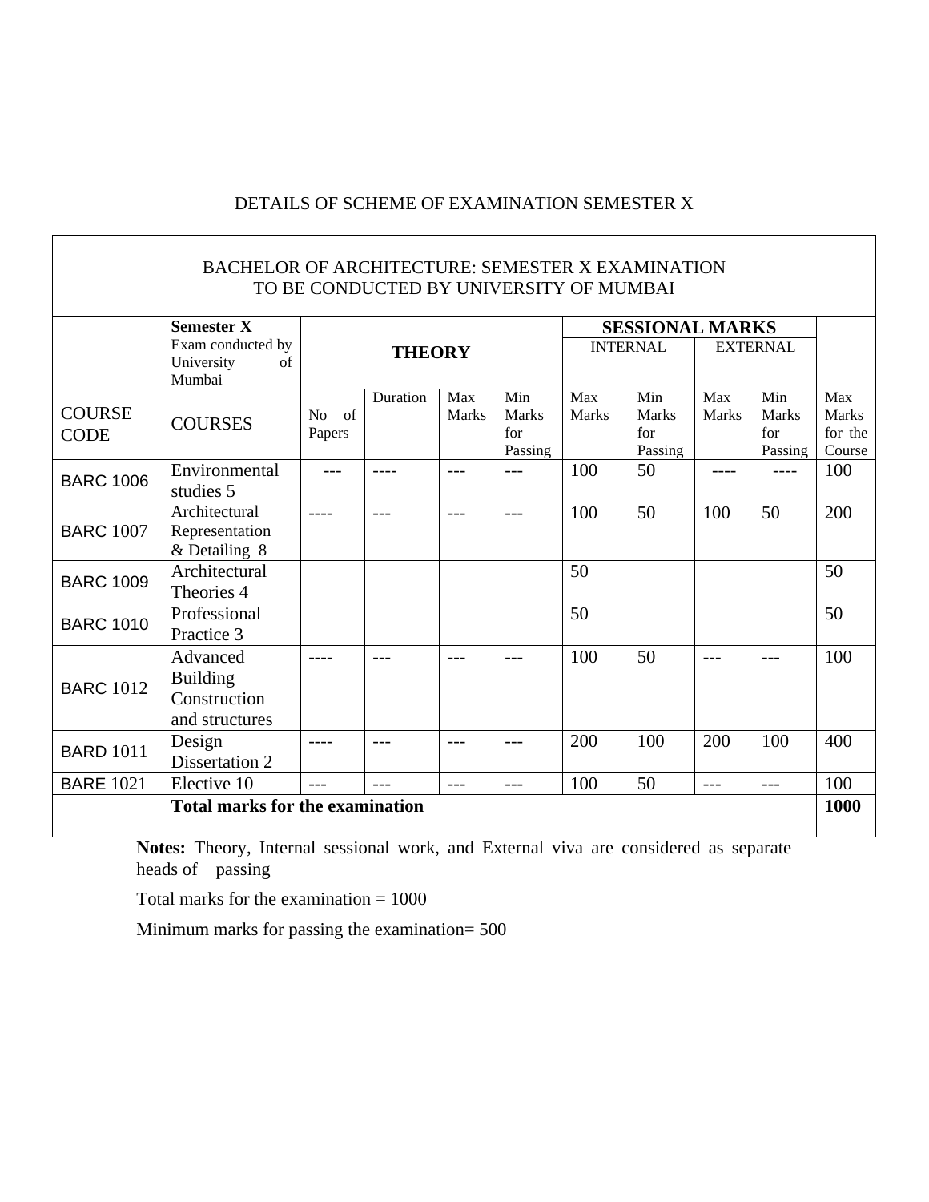DETAILS OF SCHEME OF EXAMINATION SEMESTER X

| BACHELOR OF ARCHITECTURE: SEMESTER X EXAMINATION TO BE CONDUCTED BY UNIVERSITY OF MUMBAI | | | | | | | | | | |
|---|---|---|---|---|---|---|---|---|---|---|
| | **Semester X** Exam conducted by University of Mumbai | **THEORY** | | | | **SESSIONAL MARKS** INTERNAL | | EXTERNAL | | |
| COURSE CODE | COURSES | No of Papers | Duration | Max Marks | Min Marks for Passing | Max Marks | Min Marks for Passing | Max Marks | Min Marks for Passing | Max Marks for the Course |
| BARC 1006 | Environmental studies 5 | --- | ---- | --- | --- | 100 | 50 | ---- | ---- | 100 |
| BARC 1007 | Architectural Representation & Detailing 8 | ---- | --- | --- | --- | 100 | 50 | 100 | 50 | 200 |
| BARC 1009 | Architectural Theories 4 | | | | | 50 | | | | 50 |
| BARC 1010 | Professional Practice 3 | | | | | 50 | | | | 50 |
| BARC 1012 | Advanced Building Construction and structures | ---- | --- | --- | --- | 100 | 50 | --- | --- | 100 |
| BARD 1011 | Design Dissertation 2 | ---- | --- | --- | --- | 200 | 100 | 200 | 100 | 400 |
| BARE 1021 | Elective 10 | --- | --- | --- | --- | 100 | 50 | --- | --- | 100 |
| | **Total marks for the examination** | | | | | | | | | **1000** |

**Notes:** Theory, Internal sessional work, and External viva are considered as separate heads of passing

Total marks for the examination = 1000

Minimum marks for passing the examination= 500